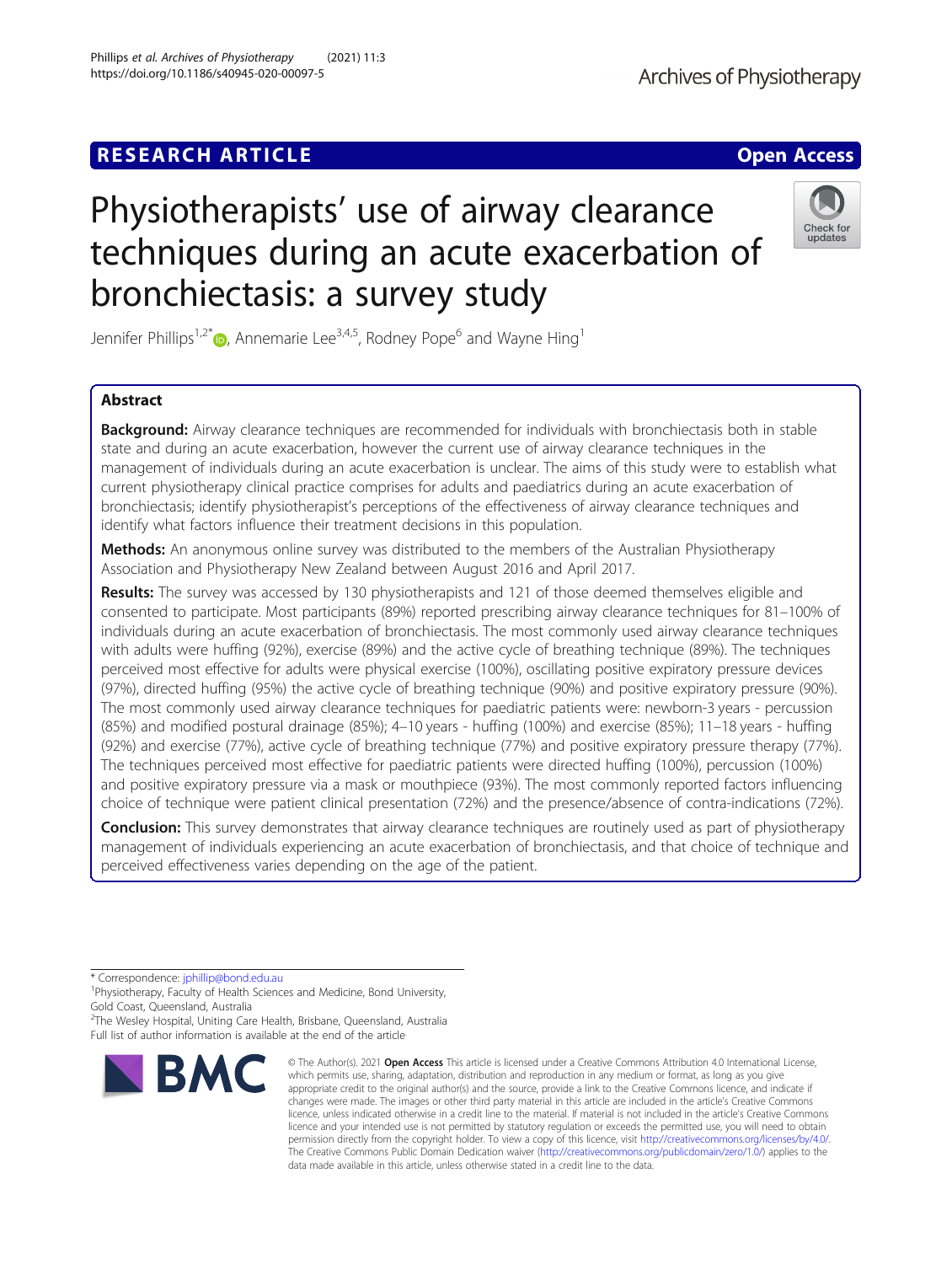RESEARCH ARTICLE

Open Access

# Physiotherapists' use of airway clearance techniques during an acute exacerbation of bronchiectasis: a survey study

Jennifer Phillips[1,2*], Annemarie Lee[3,4,5], Rodney Pope[6] and Wayne Hing[1]

## Abstract

**Background:** Airway clearance techniques are recommended for individuals with bronchiectasis both in stable state and during an acute exacerbation, however the current use of airway clearance techniques in the management of individuals during an acute exacerbation is unclear. The aims of this study were to establish what current physiotherapy clinical practice comprises for adults and paediatrics during an acute exacerbation of bronchiectasis; identify physiotherapist's perceptions of the effectiveness of airway clearance techniques and identify what factors influence their treatment decisions in this population.

**Methods:** An anonymous online survey was distributed to the members of the Australian Physiotherapy Association and Physiotherapy New Zealand between August 2016 and April 2017.

**Results:** The survey was accessed by 130 physiotherapists and 121 of those deemed themselves eligible and consented to participate. Most participants (89%) reported prescribing airway clearance techniques for 81–100% of individuals during an acute exacerbation of bronchiectasis. The most commonly used airway clearance techniques with adults were huffing (92%), exercise (89%) and the active cycle of breathing technique (89%). The techniques perceived most effective for adults were physical exercise (100%), oscillating positive expiratory pressure devices (97%), directed huffing (95%) the active cycle of breathing technique (90%) and positive expiratory pressure (90%). The most commonly used airway clearance techniques for paediatric patients were: newborn-3 years - percussion (85%) and modified postural drainage (85%); 4–10 years - huffing (100%) and exercise (85%); 11–18 years - huffing (92%) and exercise (77%), active cycle of breathing technique (77%) and positive expiratory pressure therapy (77%). The techniques perceived most effective for paediatric patients were directed huffing (100%), percussion (100%) and positive expiratory pressure via a mask or mouthpiece (93%). The most commonly reported factors influencing choice of technique were patient clinical presentation (72%) and the presence/absence of contra-indications (72%).

**Conclusion:** This survey demonstrates that airway clearance techniques are routinely used as part of physiotherapy management of individuals experiencing an acute exacerbation of bronchiectasis, and that choice of technique and perceived effectiveness varies depending on the age of the patient.

\* Correspondence: jphillip@bond.edu.au

[1]Physiotherapy, Faculty of Health Sciences and Medicine, Bond University, Gold Coast, Queensland, Australia

[2]The Wesley Hospital, Uniting Care Health, Brisbane, Queensland, Australia

Full list of author information is available at the end of the article

© The Author(s). 2021 **Open Access** This article is licensed under a Creative Commons Attribution 4.0 International License, which permits use, sharing, adaptation, distribution and reproduction in any medium or format, as long as you give appropriate credit to the original author(s) and the source, provide a link to the Creative Commons licence, and indicate if changes were made. The images or other third party material in this article are included in the article's Creative Commons licence, unless indicated otherwise in a credit line to the material. If material is not included in the article's Creative Commons licence and your intended use is not permitted by statutory regulation or exceeds the permitted use, you will need to obtain permission directly from the copyright holder. To view a copy of this licence, visit http://creativecommons.org/licenses/by/4.0/. The Creative Commons Public Domain Dedication waiver (http://creativecommons.org/publicdomain/zero/1.0/) applies to the data made available in this article, unless otherwise stated in a credit line to the data.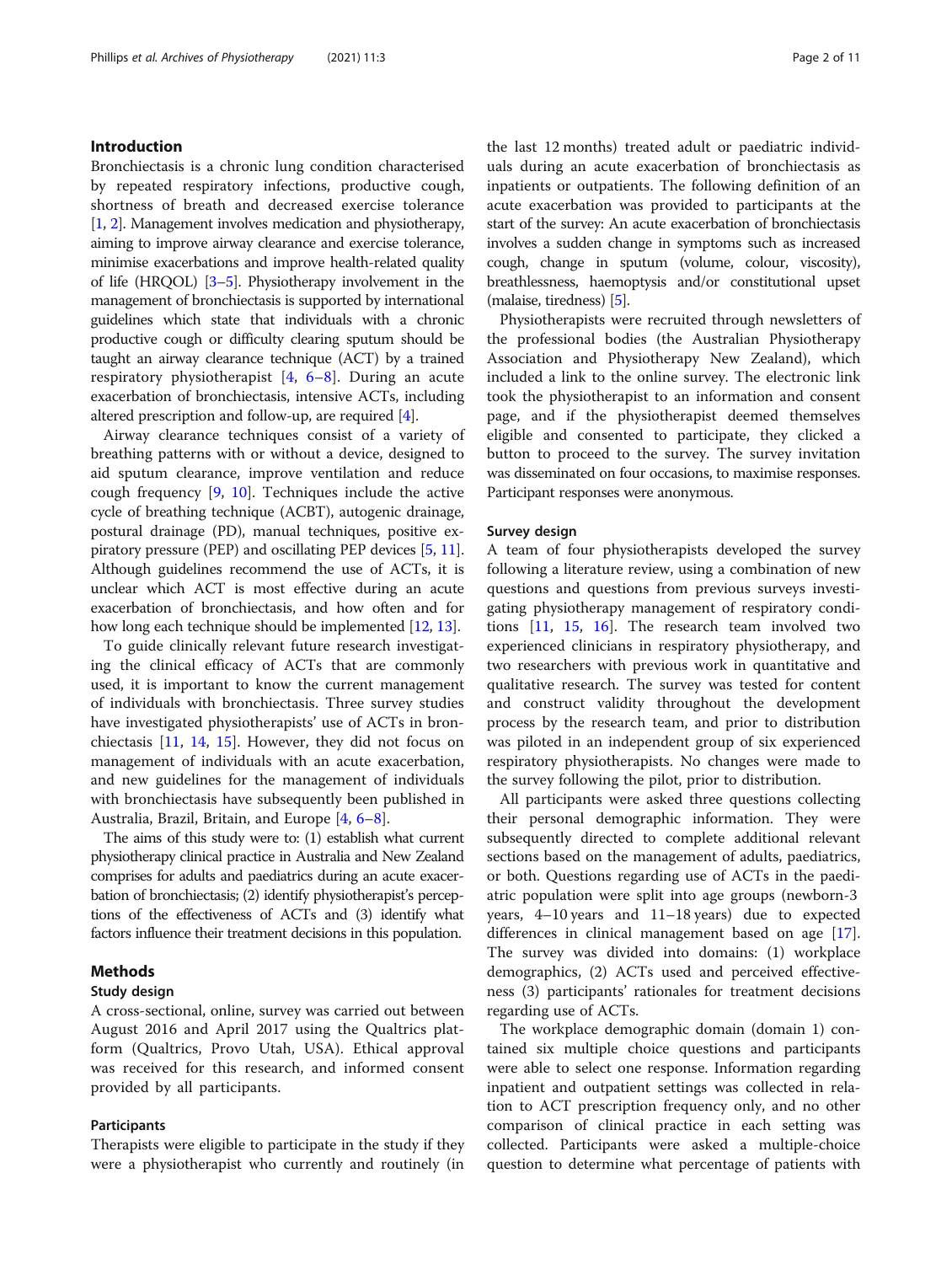## Introduction

Bronchiectasis is a chronic lung condition characterised by repeated respiratory infections, productive cough, shortness of breath and decreased exercise tolerance [1, 2]. Management involves medication and physiotherapy, aiming to improve airway clearance and exercise tolerance, minimise exacerbations and improve health-related quality of life (HRQOL) [3–5]. Physiotherapy involvement in the management of bronchiectasis is supported by international guidelines which state that individuals with a chronic productive cough or difficulty clearing sputum should be taught an airway clearance technique (ACT) by a trained respiratory physiotherapist [4, 6–8]. During an acute exacerbation of bronchiectasis, intensive ACTs, including altered prescription and follow-up, are required [4].

Airway clearance techniques consist of a variety of breathing patterns with or without a device, designed to aid sputum clearance, improve ventilation and reduce cough frequency [9, 10]. Techniques include the active cycle of breathing technique (ACBT), autogenic drainage, postural drainage (PD), manual techniques, positive expiratory pressure (PEP) and oscillating PEP devices [5, 11]. Although guidelines recommend the use of ACTs, it is unclear which ACT is most effective during an acute exacerbation of bronchiectasis, and how often and for how long each technique should be implemented [12, 13].

To guide clinically relevant future research investigating the clinical efficacy of ACTs that are commonly used, it is important to know the current management of individuals with bronchiectasis. Three survey studies have investigated physiotherapists' use of ACTs in bronchiectasis [11, 14, 15]. However, they did not focus on management of individuals with an acute exacerbation, and new guidelines for the management of individuals with bronchiectasis have subsequently been published in Australia, Brazil, Britain, and Europe [4, 6–8].

The aims of this study were to: (1) establish what current physiotherapy clinical practice in Australia and New Zealand comprises for adults and paediatrics during an acute exacerbation of bronchiectasis; (2) identify physiotherapist's perceptions of the effectiveness of ACTs and (3) identify what factors influence their treatment decisions in this population.

## Methods

### Study design

A cross-sectional, online, survey was carried out between August 2016 and April 2017 using the Qualtrics platform (Qualtrics, Provo Utah, USA). Ethical approval was received for this research, and informed consent provided by all participants.

### Participants

Therapists were eligible to participate in the study if they were a physiotherapist who currently and routinely (in the last 12 months) treated adult or paediatric individuals during an acute exacerbation of bronchiectasis as inpatients or outpatients. The following definition of an acute exacerbation was provided to participants at the start of the survey: An acute exacerbation of bronchiectasis involves a sudden change in symptoms such as increased cough, change in sputum (volume, colour, viscosity), breathlessness, haemoptysis and/or constitutional upset (malaise, tiredness) [5].

Physiotherapists were recruited through newsletters of the professional bodies (the Australian Physiotherapy Association and Physiotherapy New Zealand), which included a link to the online survey. The electronic link took the physiotherapist to an information and consent page, and if the physiotherapist deemed themselves eligible and consented to participate, they clicked a button to proceed to the survey. The survey invitation was disseminated on four occasions, to maximise responses. Participant responses were anonymous.

### Survey design

A team of four physiotherapists developed the survey following a literature review, using a combination of new questions and questions from previous surveys investigating physiotherapy management of respiratory conditions [11, 15, 16]. The research team involved two experienced clinicians in respiratory physiotherapy, and two researchers with previous work in quantitative and qualitative research. The survey was tested for content and construct validity throughout the development process by the research team, and prior to distribution was piloted in an independent group of six experienced respiratory physiotherapists. No changes were made to the survey following the pilot, prior to distribution.

All participants were asked three questions collecting their personal demographic information. They were subsequently directed to complete additional relevant sections based on the management of adults, paediatrics, or both. Questions regarding use of ACTs in the paediatric population were split into age groups (newborn-3 years, 4–10 years and 11–18 years) due to expected differences in clinical management based on age [17]. The survey was divided into domains: (1) workplace demographics, (2) ACTs used and perceived effectiveness (3) participants' rationales for treatment decisions regarding use of ACTs.

The workplace demographic domain (domain 1) contained six multiple choice questions and participants were able to select one response. Information regarding inpatient and outpatient settings was collected in relation to ACT prescription frequency only, and no other comparison of clinical practice in each setting was collected. Participants were asked a multiple-choice question to determine what percentage of patients with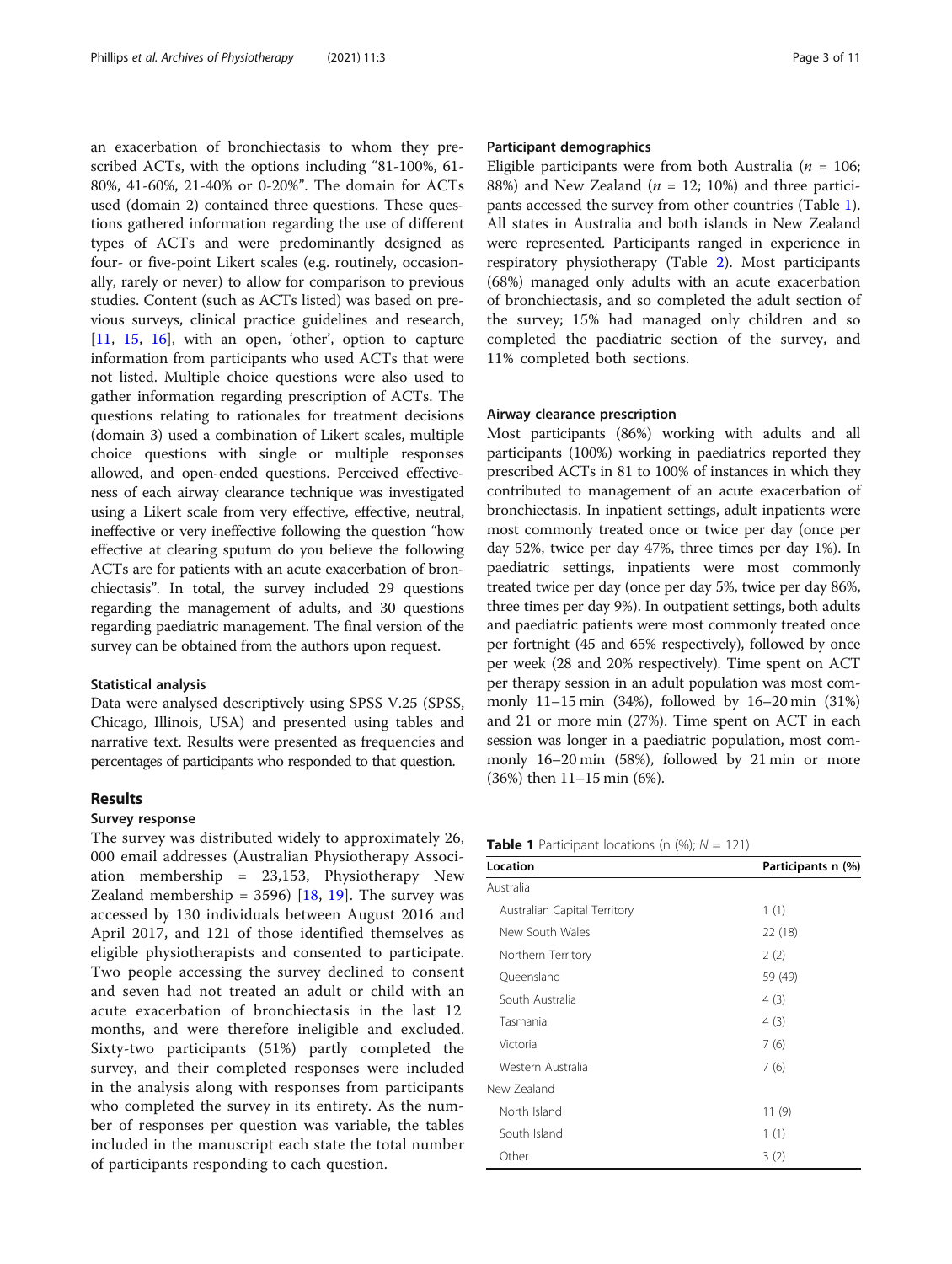an exacerbation of bronchiectasis to whom they prescribed ACTs, with the options including "81-100%, 61-80%, 41-60%, 21-40% or 0-20%". The domain for ACTs used (domain 2) contained three questions. These questions gathered information regarding the use of different types of ACTs and were predominantly designed as four- or five-point Likert scales (e.g. routinely, occasionally, rarely or never) to allow for comparison to previous studies. Content (such as ACTs listed) was based on previous surveys, clinical practice guidelines and research, [11, 15, 16], with an open, 'other', option to capture information from participants who used ACTs that were not listed. Multiple choice questions were also used to gather information regarding prescription of ACTs. The questions relating to rationales for treatment decisions (domain 3) used a combination of Likert scales, multiple choice questions with single or multiple responses allowed, and open-ended questions. Perceived effectiveness of each airway clearance technique was investigated using a Likert scale from very effective, effective, neutral, ineffective or very ineffective following the question "how effective at clearing sputum do you believe the following ACTs are for patients with an acute exacerbation of bronchiectasis". In total, the survey included 29 questions regarding the management of adults, and 30 questions regarding paediatric management. The final version of the survey can be obtained from the authors upon request.

### Statistical analysis

Data were analysed descriptively using SPSS V.25 (SPSS, Chicago, Illinois, USA) and presented using tables and narrative text. Results were presented as frequencies and percentages of participants who responded to that question.

## Results

### Survey response

The survey was distributed widely to approximately 26,000 email addresses (Australian Physiotherapy Association membership = 23,153, Physiotherapy New Zealand membership = 3596) [18, 19]. The survey was accessed by 130 individuals between August 2016 and April 2017, and 121 of those identified themselves as eligible physiotherapists and consented to participate. Two people accessing the survey declined to consent and seven had not treated an adult or child with an acute exacerbation of bronchiectasis in the last 12 months, and were therefore ineligible and excluded. Sixty-two participants (51%) partly completed the survey, and their completed responses were included in the analysis along with responses from participants who completed the survey in its entirety. As the number of responses per question was variable, the tables included in the manuscript each state the total number of participants responding to each question.

### Participant demographics

Eligible participants were from both Australia ($n$ = 106; 88%) and New Zealand ($n$ = 12; 10%) and three participants accessed the survey from other countries (Table 1). All states in Australia and both islands in New Zealand were represented. Participants ranged in experience in respiratory physiotherapy (Table 2). Most participants (68%) managed only adults with an acute exacerbation of bronchiectasis, and so completed the adult section of the survey; 15% had managed only children and so completed the paediatric section of the survey, and 11% completed both sections.

### Airway clearance prescription

Most participants (86%) working with adults and all participants (100%) working in paediatrics reported they prescribed ACTs in 81 to 100% of instances in which they contributed to management of an acute exacerbation of bronchiectasis. In inpatient settings, adult inpatients were most commonly treated once or twice per day (once per day 52%, twice per day 47%, three times per day 1%). In paediatric settings, inpatients were most commonly treated twice per day (once per day 5%, twice per day 86%, three times per day 9%). In outpatient settings, both adults and paediatric patients were most commonly treated once per fortnight (45 and 65% respectively), followed by once per week (28 and 20% respectively). Time spent on ACT per therapy session in an adult population was most commonly 11–15 min (34%), followed by 16–20 min (31%) and 21 or more min (27%). Time spent on ACT in each session was longer in a paediatric population, most commonly 16–20 min (58%), followed by 21 min or more (36%) then 11–15 min (6%).

**Table 1** Participant locations (n (%); $N$ = 121)

| Location | Participants n (%) |
|---|---|
| Australia | |
| Australian Capital Territory | 1 (1) |
| New South Wales | 22 (18) |
| Northern Territory | 2 (2) |
| Queensland | 59 (49) |
| South Australia | 4 (3) |
| Tasmania | 4 (3) |
| Victoria | 7 (6) |
| Western Australia | 7 (6) |
| New Zealand | |
| North Island | 11 (9) |
| South Island | 1 (1) |
| Other | 3 (2) |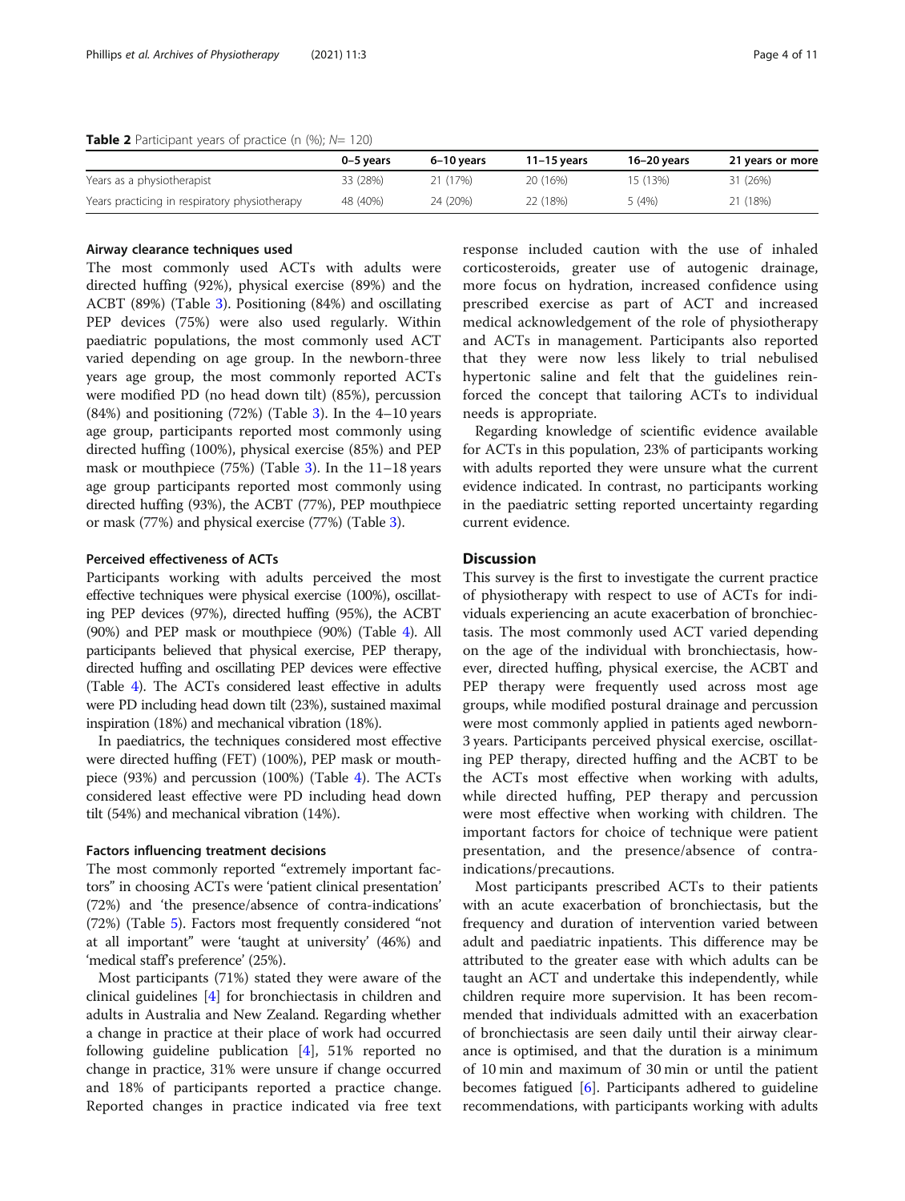**Table 2** Participant years of practice (n (%); N= 120)

| | 0–5 years | 6–10 years | 11–15 years | 16–20 years | 21 years or more |
|---|---|---|---|---|---|
| Years as a physiotherapist | 33 (28%) | 21 (17%) | 20 (16%) | 15 (13%) | 31 (26%) |
| Years practicing in respiratory physiotherapy | 48 (40%) | 24 (20%) | 22 (18%) | 5 (4%) | 21 (18%) |

### Airway clearance techniques used

The most commonly used ACTs with adults were directed huffing (92%), physical exercise (89%) and the ACBT (89%) (Table 3). Positioning (84%) and oscillating PEP devices (75%) were also used regularly. Within paediatric populations, the most commonly used ACT varied depending on age group. In the newborn-three years age group, the most commonly reported ACTs were modified PD (no head down tilt) (85%), percussion (84%) and positioning (72%) (Table 3). In the 4–10 years age group, participants reported most commonly using directed huffing (100%), physical exercise (85%) and PEP mask or mouthpiece (75%) (Table 3). In the 11–18 years age group participants reported most commonly using directed huffing (93%), the ACBT (77%), PEP mouthpiece or mask (77%) and physical exercise (77%) (Table 3).

### Perceived effectiveness of ACTs

Participants working with adults perceived the most effective techniques were physical exercise (100%), oscillating PEP devices (97%), directed huffing (95%), the ACBT (90%) and PEP mask or mouthpiece (90%) (Table 4). All participants believed that physical exercise, PEP therapy, directed huffing and oscillating PEP devices were effective (Table 4). The ACTs considered least effective in adults were PD including head down tilt (23%), sustained maximal inspiration (18%) and mechanical vibration (18%).

In paediatrics, the techniques considered most effective were directed huffing (FET) (100%), PEP mask or mouthpiece (93%) and percussion (100%) (Table 4). The ACTs considered least effective were PD including head down tilt (54%) and mechanical vibration (14%).

### Factors influencing treatment decisions

The most commonly reported "extremely important factors" in choosing ACTs were 'patient clinical presentation' (72%) and 'the presence/absence of contra-indications' (72%) (Table 5). Factors most frequently considered "not at all important" were 'taught at university' (46%) and 'medical staff's preference' (25%).

Most participants (71%) stated they were aware of the clinical guidelines [4] for bronchiectasis in children and adults in Australia and New Zealand. Regarding whether a change in practice at their place of work had occurred following guideline publication [4], 51% reported no change in practice, 31% were unsure if change occurred and 18% of participants reported a practice change. Reported changes in practice indicated via free text response included caution with the use of inhaled corticosteroids, greater use of autogenic drainage, more focus on hydration, increased confidence using prescribed exercise as part of ACT and increased medical acknowledgement of the role of physiotherapy and ACTs in management. Participants also reported that they were now less likely to trial nebulised hypertonic saline and felt that the guidelines reinforced the concept that tailoring ACTs to individual needs is appropriate.

Regarding knowledge of scientific evidence available for ACTs in this population, 23% of participants working with adults reported they were unsure what the current evidence indicated. In contrast, no participants working in the paediatric setting reported uncertainty regarding current evidence.

## Discussion

This survey is the first to investigate the current practice of physiotherapy with respect to use of ACTs for individuals experiencing an acute exacerbation of bronchiectasis. The most commonly used ACT varied depending on the age of the individual with bronchiectasis, however, directed huffing, physical exercise, the ACBT and PEP therapy were frequently used across most age groups, while modified postural drainage and percussion were most commonly applied in patients aged newborn-3 years. Participants perceived physical exercise, oscillating PEP therapy, directed huffing and the ACBT to be the ACTs most effective when working with adults, while directed huffing, PEP therapy and percussion were most effective when working with children. The important factors for choice of technique were patient presentation, and the presence/absence of contra-indications/precautions.

Most participants prescribed ACTs to their patients with an acute exacerbation of bronchiectasis, but the frequency and duration of intervention varied between adult and paediatric inpatients. This difference may be attributed to the greater ease with which adults can be taught an ACT and undertake this independently, while children require more supervision. It has been recommended that individuals admitted with an exacerbation of bronchiectasis are seen daily until their airway clearance is optimised, and that the duration is a minimum of 10 min and maximum of 30 min or until the patient becomes fatigued [6]. Participants adhered to guideline recommendations, with participants working with adults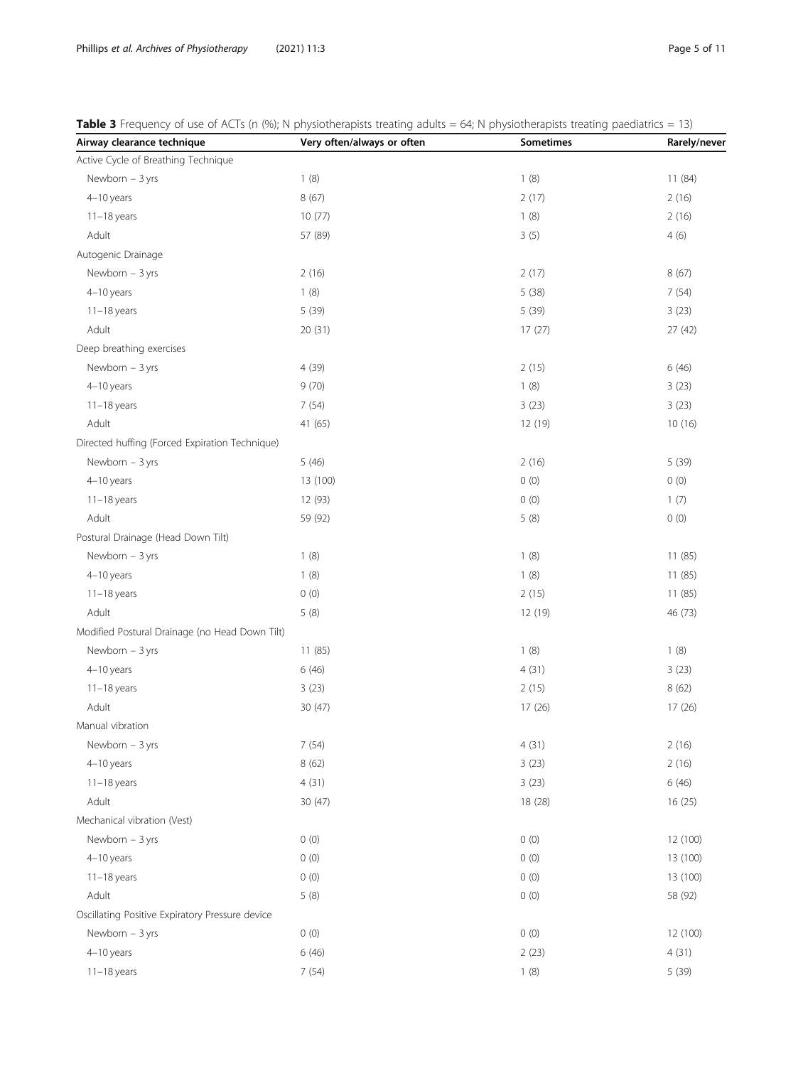**Table 3** Frequency of use of ACTs (n (%); N physiotherapists treating adults = 64; N physiotherapists treating paediatrics = 13)

| Airway clearance technique | Very often/always or often | Sometimes | Rarely/never |
|---|---|---|---|
| Active Cycle of Breathing Technique | | | |
| Newborn – 3 yrs | 1 (8) | 1 (8) | 11 (84) |
| 4–10 years | 8 (67) | 2 (17) | 2 (16) |
| 11–18 years | 10 (77) | 1 (8) | 2 (16) |
| Adult | 57 (89) | 3 (5) | 4 (6) |
| Autogenic Drainage | | | |
| Newborn – 3 yrs | 2 (16) | 2 (17) | 8 (67) |
| 4–10 years | 1 (8) | 5 (38) | 7 (54) |
| 11–18 years | 5 (39) | 5 (39) | 3 (23) |
| Adult | 20 (31) | 17 (27) | 27 (42) |
| Deep breathing exercises | | | |
| Newborn – 3 yrs | 4 (39) | 2 (15) | 6 (46) |
| 4–10 years | 9 (70) | 1 (8) | 3 (23) |
| 11–18 years | 7 (54) | 3 (23) | 3 (23) |
| Adult | 41 (65) | 12 (19) | 10 (16) |
| Directed huffing (Forced Expiration Technique) | | | |
| Newborn – 3 yrs | 5 (46) | 2 (16) | 5 (39) |
| 4–10 years | 13 (100) | 0 (0) | 0 (0) |
| 11–18 years | 12 (93) | 0 (0) | 1 (7) |
| Adult | 59 (92) | 5 (8) | 0 (0) |
| Postural Drainage (Head Down Tilt) | | | |
| Newborn – 3 yrs | 1 (8) | 1 (8) | 11 (85) |
| 4–10 years | 1 (8) | 1 (8) | 11 (85) |
| 11–18 years | 0 (0) | 2 (15) | 11 (85) |
| Adult | 5 (8) | 12 (19) | 46 (73) |
| Modified Postural Drainage (no Head Down Tilt) | | | |
| Newborn – 3 yrs | 11 (85) | 1 (8) | 1 (8) |
| 4–10 years | 6 (46) | 4 (31) | 3 (23) |
| 11–18 years | 3 (23) | 2 (15) | 8 (62) |
| Adult | 30 (47) | 17 (26) | 17 (26) |
| Manual vibration | | | |
| Newborn – 3 yrs | 7 (54) | 4 (31) | 2 (16) |
| 4–10 years | 8 (62) | 3 (23) | 2 (16) |
| 11–18 years | 4 (31) | 3 (23) | 6 (46) |
| Adult | 30 (47) | 18 (28) | 16 (25) |
| Mechanical vibration (Vest) | | | |
| Newborn – 3 yrs | 0 (0) | 0 (0) | 12 (100) |
| 4–10 years | 0 (0) | 0 (0) | 13 (100) |
| 11–18 years | 0 (0) | 0 (0) | 13 (100) |
| Adult | 5 (8) | 0 (0) | 58 (92) |
| Oscillating Positive Expiratory Pressure device | | | |
| Newborn – 3 yrs | 0 (0) | 0 (0) | 12 (100) |
| 4–10 years | 6 (46) | 2 (23) | 4 (31) |
| 11–18 years | 7 (54) | 1 (8) | 5 (39) |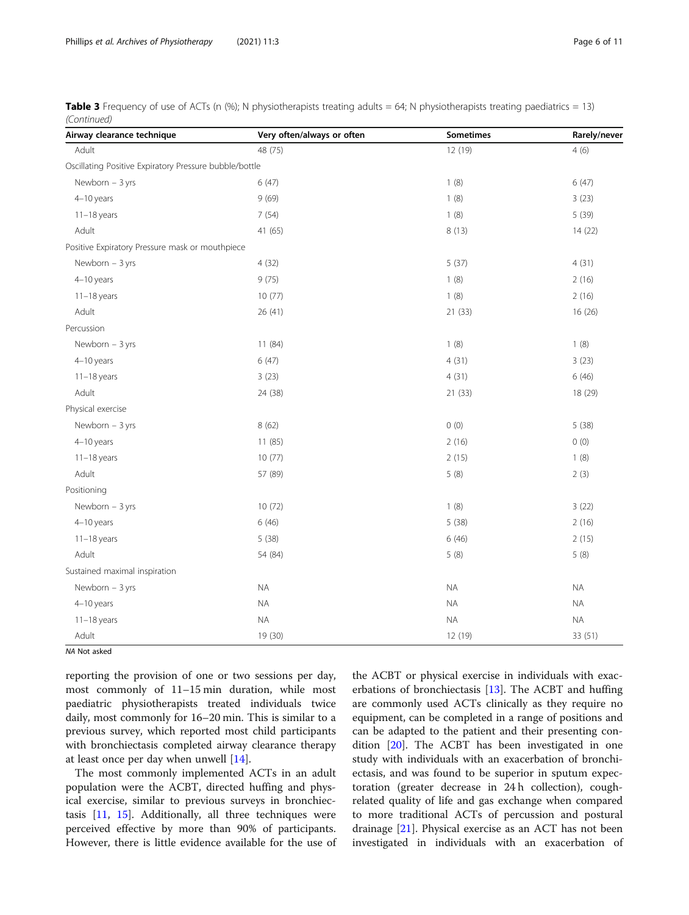**Table 3** Frequency of use of ACTs (n (%); N physiotherapists treating adults = 64; N physiotherapists treating paediatrics = 13) *(Continued)*

| Airway clearance technique | Very often/always or often | Sometimes | Rarely/never |
|---|---|---|---|
| Adult | 48 (75) | 12 (19) | 4 (6) |
| Oscillating Positive Expiratory Pressure bubble/bottle | | | |
| Newborn – 3 yrs | 6 (47) | 1 (8) | 6 (47) |
| 4–10 years | 9 (69) | 1 (8) | 3 (23) |
| 11–18 years | 7 (54) | 1 (8) | 5 (39) |
| Adult | 41 (65) | 8 (13) | 14 (22) |
| Positive Expiratory Pressure mask or mouthpiece | | | |
| Newborn – 3 yrs | 4 (32) | 5 (37) | 4 (31) |
| 4–10 years | 9 (75) | 1 (8) | 2 (16) |
| 11–18 years | 10 (77) | 1 (8) | 2 (16) |
| Adult | 26 (41) | 21 (33) | 16 (26) |
| Percussion | | | |
| Newborn – 3 yrs | 11 (84) | 1 (8) | 1 (8) |
| 4–10 years | 6 (47) | 4 (31) | 3 (23) |
| 11–18 years | 3 (23) | 4 (31) | 6 (46) |
| Adult | 24 (38) | 21 (33) | 18 (29) |
| Physical exercise | | | |
| Newborn – 3 yrs | 8 (62) | 0 (0) | 5 (38) |
| 4–10 years | 11 (85) | 2 (16) | 0 (0) |
| 11–18 years | 10 (77) | 2 (15) | 1 (8) |
| Adult | 57 (89) | 5 (8) | 2 (3) |
| Positioning | | | |
| Newborn – 3 yrs | 10 (72) | 1 (8) | 3 (22) |
| 4–10 years | 6 (46) | 5 (38) | 2 (16) |
| 11–18 years | 5 (38) | 6 (46) | 2 (15) |
| Adult | 54 (84) | 5 (8) | 5 (8) |
| Sustained maximal inspiration | | | |
| Newborn – 3 yrs | NA | NA | NA |
| 4–10 years | NA | NA | NA |
| 11–18 years | NA | NA | NA |
| Adult | 19 (30) | 12 (19) | 33 (51) |

*NA* Not asked

reporting the provision of one or two sessions per day, most commonly of 11–15 min duration, while most paediatric physiotherapists treated individuals twice daily, most commonly for 16–20 min. This is similar to a previous survey, which reported most child participants with bronchiectasis completed airway clearance therapy at least once per day when unwell [14].

The most commonly implemented ACTs in an adult population were the ACBT, directed huffing and physical exercise, similar to previous surveys in bronchiectasis [11, 15]. Additionally, all three techniques were perceived effective by more than 90% of participants. However, there is little evidence available for the use of the ACBT or physical exercise in individuals with exacerbations of bronchiectasis [13]. The ACBT and huffing are commonly used ACTs clinically as they require no equipment, can be completed in a range of positions and can be adapted to the patient and their presenting condition [20]. The ACBT has been investigated in one study with individuals with an exacerbation of bronchiectasis, and was found to be superior in sputum expectoration (greater decrease in 24 h collection), cough-related quality of life and gas exchange when compared to more traditional ACTs of percussion and postural drainage [21]. Physical exercise as an ACT has not been investigated in individuals with an exacerbation of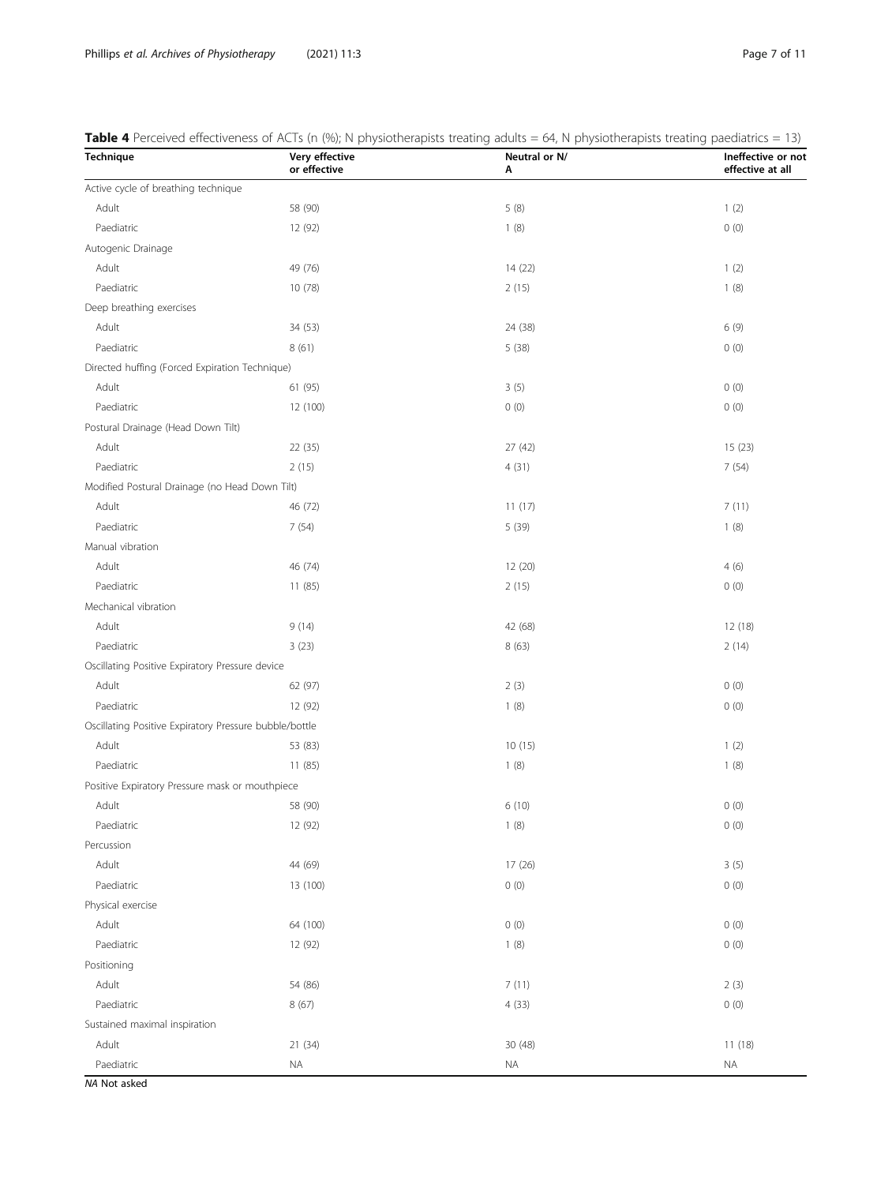**Table 4** Perceived effectiveness of ACTs (n (%); N physiotherapists treating adults = 64, N physiotherapists treating paediatrics = 13)

| Technique | Very effective or effective | Neutral or N/A | Ineffective or not effective at all |
|---|---|---|---|
| Active cycle of breathing technique | | | |
| Adult | 58 (90) | 5 (8) | 1 (2) |
| Paediatric | 12 (92) | 1 (8) | 0 (0) |
| Autogenic Drainage | | | |
| Adult | 49 (76) | 14 (22) | 1 (2) |
| Paediatric | 10 (78) | 2 (15) | 1 (8) |
| Deep breathing exercises | | | |
| Adult | 34 (53) | 24 (38) | 6 (9) |
| Paediatric | 8 (61) | 5 (38) | 0 (0) |
| Directed huffing (Forced Expiration Technique) | | | |
| Adult | 61 (95) | 3 (5) | 0 (0) |
| Paediatric | 12 (100) | 0 (0) | 0 (0) |
| Postural Drainage (Head Down Tilt) | | | |
| Adult | 22 (35) | 27 (42) | 15 (23) |
| Paediatric | 2 (15) | 4 (31) | 7 (54) |
| Modified Postural Drainage (no Head Down Tilt) | | | |
| Adult | 46 (72) | 11 (17) | 7 (11) |
| Paediatric | 7 (54) | 5 (39) | 1 (8) |
| Manual vibration | | | |
| Adult | 46 (74) | 12 (20) | 4 (6) |
| Paediatric | 11 (85) | 2 (15) | 0 (0) |
| Mechanical vibration | | | |
| Adult | 9 (14) | 42 (68) | 12 (18) |
| Paediatric | 3 (23) | 8 (63) | 2 (14) |
| Oscillating Positive Expiratory Pressure device | | | |
| Adult | 62 (97) | 2 (3) | 0 (0) |
| Paediatric | 12 (92) | 1 (8) | 0 (0) |
| Oscillating Positive Expiratory Pressure bubble/bottle | | | |
| Adult | 53 (83) | 10 (15) | 1 (2) |
| Paediatric | 11 (85) | 1 (8) | 1 (8) |
| Positive Expiratory Pressure mask or mouthpiece | | | |
| Adult | 58 (90) | 6 (10) | 0 (0) |
| Paediatric | 12 (92) | 1 (8) | 0 (0) |
| Percussion | | | |
| Adult | 44 (69) | 17 (26) | 3 (5) |
| Paediatric | 13 (100) | 0 (0) | 0 (0) |
| Physical exercise | | | |
| Adult | 64 (100) | 0 (0) | 0 (0) |
| Paediatric | 12 (92) | 1 (8) | 0 (0) |
| Positioning | | | |
| Adult | 54 (86) | 7 (11) | 2 (3) |
| Paediatric | 8 (67) | 4 (33) | 0 (0) |
| Sustained maximal inspiration | | | |
| Adult | 21 (34) | 30 (48) | 11 (18) |
| Paediatric | NA | NA | NA |

*NA* Not asked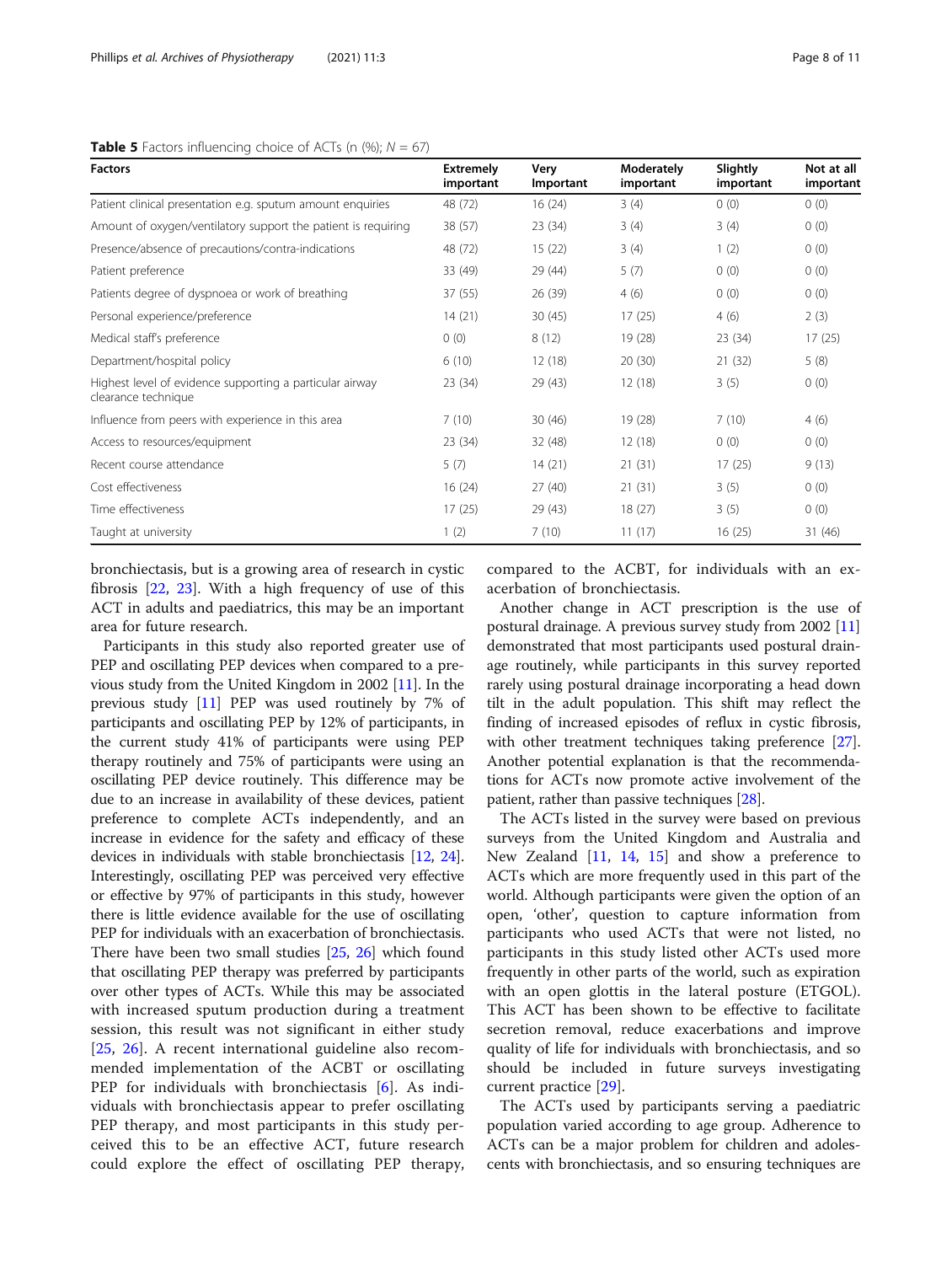**Table 5** Factors influencing choice of ACTs (n (%); $N$ = 67)

| Factors | Extremely important | Very Important | Moderately important | Slightly important | Not at all important |
|---|---|---|---|---|---|
| Patient clinical presentation e.g. sputum amount enquiries | 48 (72) | 16 (24) | 3 (4) | 0 (0) | 0 (0) |
| Amount of oxygen/ventilatory support the patient is requiring | 38 (57) | 23 (34) | 3 (4) | 3 (4) | 0 (0) |
| Presence/absence of precautions/contra-indications | 48 (72) | 15 (22) | 3 (4) | 1 (2) | 0 (0) |
| Patient preference | 33 (49) | 29 (44) | 5 (7) | 0 (0) | 0 (0) |
| Patients degree of dyspnoea or work of breathing | 37 (55) | 26 (39) | 4 (6) | 0 (0) | 0 (0) |
| Personal experience/preference | 14 (21) | 30 (45) | 17 (25) | 4 (6) | 2 (3) |
| Medical staff's preference | 0 (0) | 8 (12) | 19 (28) | 23 (34) | 17 (25) |
| Department/hospital policy | 6 (10) | 12 (18) | 20 (30) | 21 (32) | 5 (8) |
| Highest level of evidence supporting a particular airway clearance technique | 23 (34) | 29 (43) | 12 (18) | 3 (5) | 0 (0) |
| Influence from peers with experience in this area | 7 (10) | 30 (46) | 19 (28) | 7 (10) | 4 (6) |
| Access to resources/equipment | 23 (34) | 32 (48) | 12 (18) | 0 (0) | 0 (0) |
| Recent course attendance | 5 (7) | 14 (21) | 21 (31) | 17 (25) | 9 (13) |
| Cost effectiveness | 16 (24) | 27 (40) | 21 (31) | 3 (5) | 0 (0) |
| Time effectiveness | 17 (25) | 29 (43) | 18 (27) | 3 (5) | 0 (0) |
| Taught at university | 1 (2) | 7 (10) | 11 (17) | 16 (25) | 31 (46) |

bronchiectasis, but is a growing area of research in cystic fibrosis [22, 23]. With a high frequency of use of this ACT in adults and paediatrics, this may be an important area for future research.

Participants in this study also reported greater use of PEP and oscillating PEP devices when compared to a previous study from the United Kingdom in 2002 [11]. In the previous study [11] PEP was used routinely by 7% of participants and oscillating PEP by 12% of participants, in the current study 41% of participants were using PEP therapy routinely and 75% of participants were using an oscillating PEP device routinely. This difference may be due to an increase in availability of these devices, patient preference to complete ACTs independently, and an increase in evidence for the safety and efficacy of these devices in individuals with stable bronchiectasis [12, 24]. Interestingly, oscillating PEP was perceived very effective or effective by 97% of participants in this study, however there is little evidence available for the use of oscillating PEP for individuals with an exacerbation of bronchiectasis. There have been two small studies [25, 26] which found that oscillating PEP therapy was preferred by participants over other types of ACTs. While this may be associated with increased sputum production during a treatment session, this result was not significant in either study [25, 26]. A recent international guideline also recommended implementation of the ACBT or oscillating PEP for individuals with bronchiectasis [6]. As individuals with bronchiectasis appear to prefer oscillating PEP therapy, and most participants in this study perceived this to be an effective ACT, future research could explore the effect of oscillating PEP therapy, compared to the ACBT, for individuals with an exacerbation of bronchiectasis.

Another change in ACT prescription is the use of postural drainage. A previous survey study from 2002 [11] demonstrated that most participants used postural drainage routinely, while participants in this survey reported rarely using postural drainage incorporating a head down tilt in the adult population. This shift may reflect the finding of increased episodes of reflux in cystic fibrosis, with other treatment techniques taking preference [27]. Another potential explanation is that the recommendations for ACTs now promote active involvement of the patient, rather than passive techniques [28].

The ACTs listed in the survey were based on previous surveys from the United Kingdom and Australia and New Zealand [11, 14, 15] and show a preference to ACTs which are more frequently used in this part of the world. Although participants were given the option of an open, 'other', question to capture information from participants who used ACTs that were not listed, no participants in this study listed other ACTs used more frequently in other parts of the world, such as expiration with an open glottis in the lateral posture (ETGOL). This ACT has been shown to be effective to facilitate secretion removal, reduce exacerbations and improve quality of life for individuals with bronchiectasis, and so should be included in future surveys investigating current practice [29].

The ACTs used by participants serving a paediatric population varied according to age group. Adherence to ACTs can be a major problem for children and adolescents with bronchiectasis, and so ensuring techniques are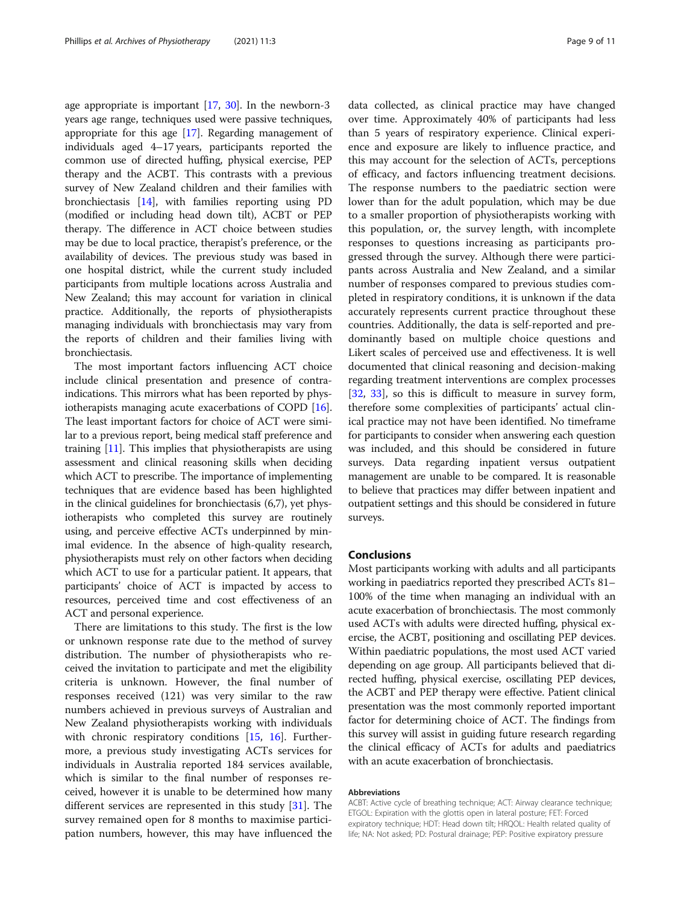age appropriate is important [17, 30]. In the newborn-3 years age range, techniques used were passive techniques, appropriate for this age [17]. Regarding management of individuals aged 4–17 years, participants reported the common use of directed huffing, physical exercise, PEP therapy and the ACBT. This contrasts with a previous survey of New Zealand children and their families with bronchiectasis [14], with families reporting using PD (modified or including head down tilt), ACBT or PEP therapy. The difference in ACT choice between studies may be due to local practice, therapist's preference, or the availability of devices. The previous study was based in one hospital district, while the current study included participants from multiple locations across Australia and New Zealand; this may account for variation in clinical practice. Additionally, the reports of physiotherapists managing individuals with bronchiectasis may vary from the reports of children and their families living with bronchiectasis.

The most important factors influencing ACT choice include clinical presentation and presence of contraindications. This mirrors what has been reported by physiotherapists managing acute exacerbations of COPD [16]. The least important factors for choice of ACT were similar to a previous report, being medical staff preference and training [11]. This implies that physiotherapists are using assessment and clinical reasoning skills when deciding which ACT to prescribe. The importance of implementing techniques that are evidence based has been highlighted in the clinical guidelines for bronchiectasis (6,7), yet physiotherapists who completed this survey are routinely using, and perceive effective ACTs underpinned by minimal evidence. In the absence of high-quality research, physiotherapists must rely on other factors when deciding which ACT to use for a particular patient. It appears, that participants' choice of ACT is impacted by access to resources, perceived time and cost effectiveness of an ACT and personal experience.

There are limitations to this study. The first is the low or unknown response rate due to the method of survey distribution. The number of physiotherapists who received the invitation to participate and met the eligibility criteria is unknown. However, the final number of responses received (121) was very similar to the raw numbers achieved in previous surveys of Australian and New Zealand physiotherapists working with individuals with chronic respiratory conditions [15, 16]. Furthermore, a previous study investigating ACTs services for individuals in Australia reported 184 services available, which is similar to the final number of responses received, however it is unable to be determined how many different services are represented in this study [31]. The survey remained open for 8 months to maximise participation numbers, however, this may have influenced the data collected, as clinical practice may have changed over time. Approximately 40% of participants had less than 5 years of respiratory experience. Clinical experience and exposure are likely to influence practice, and this may account for the selection of ACTs, perceptions of efficacy, and factors influencing treatment decisions. The response numbers to the paediatric section were lower than for the adult population, which may be due to a smaller proportion of physiotherapists working with this population, or, the survey length, with incomplete responses to questions increasing as participants progressed through the survey. Although there were participants across Australia and New Zealand, and a similar number of responses compared to previous studies completed in respiratory conditions, it is unknown if the data accurately represents current practice throughout these countries. Additionally, the data is self-reported and predominantly based on multiple choice questions and Likert scales of perceived use and effectiveness. It is well documented that clinical reasoning and decision-making regarding treatment interventions are complex processes [32, 33], so this is difficult to measure in survey form, therefore some complexities of participants' actual clinical practice may not have been identified. No timeframe for participants to consider when answering each question was included, and this should be considered in future surveys. Data regarding inpatient versus outpatient management are unable to be compared. It is reasonable to believe that practices may differ between inpatient and outpatient settings and this should be considered in future surveys.

## Conclusions

Most participants working with adults and all participants working in paediatrics reported they prescribed ACTs 81–100% of the time when managing an individual with an acute exacerbation of bronchiectasis. The most commonly used ACTs with adults were directed huffing, physical exercise, the ACBT, positioning and oscillating PEP devices. Within paediatric populations, the most used ACT varied depending on age group. All participants believed that directed huffing, physical exercise, oscillating PEP devices, the ACBT and PEP therapy were effective. Patient clinical presentation was the most commonly reported important factor for determining choice of ACT. The findings from this survey will assist in guiding future research regarding the clinical efficacy of ACTs for adults and paediatrics with an acute exacerbation of bronchiectasis.

#### Abbreviations

ACBT: Active cycle of breathing technique; ACT: Airway clearance technique; ETGOL: Expiration with the glottis open in lateral posture; FET: Forced expiratory technique; HDT: Head down tilt; HRQOL: Health related quality of life; NA: Not asked; PD: Postural drainage; PEP: Positive expiratory pressure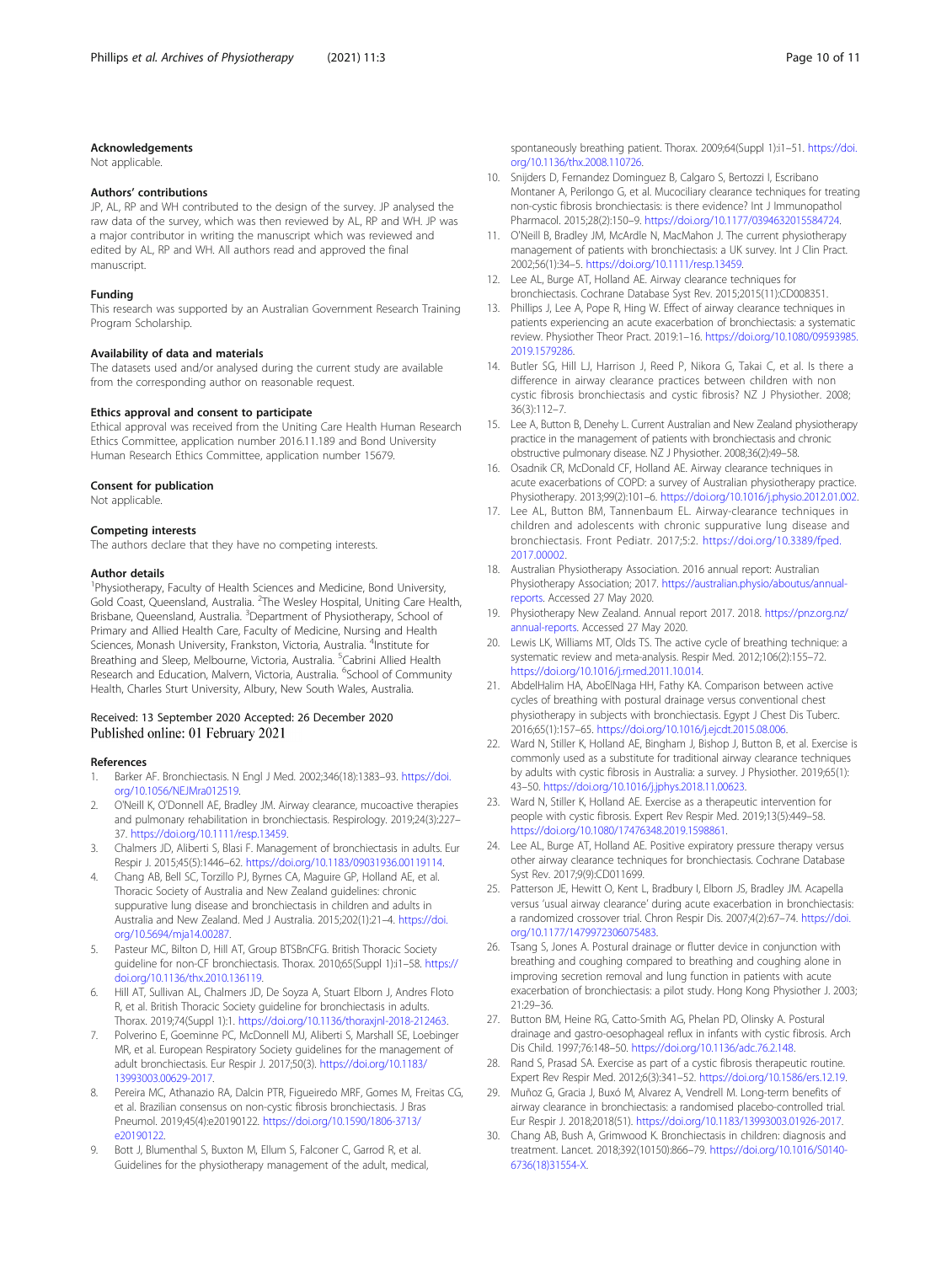## Acknowledgements

Not applicable.

## Authors' contributions

JP, AL, RP and WH contributed to the design of the survey. JP analysed the raw data of the survey, which was then reviewed by AL, RP and WH. JP was a major contributor in writing the manuscript which was reviewed and edited by AL, RP and WH. All authors read and approved the final manuscript.

## Funding

This research was supported by an Australian Government Research Training Program Scholarship.

## Availability of data and materials

The datasets used and/or analysed during the current study are available from the corresponding author on reasonable request.

## Ethics approval and consent to participate

Ethical approval was received from the Uniting Care Health Human Research Ethics Committee, application number 2016.11.189 and Bond University Human Research Ethics Committee, application number 15679.

## Consent for publication

Not applicable.

## Competing interests

The authors declare that they have no competing interests.

## Author details

[1]Physiotherapy, Faculty of Health Sciences and Medicine, Bond University, Gold Coast, Queensland, Australia. [2]The Wesley Hospital, Uniting Care Health, Brisbane, Queensland, Australia. [3]Department of Physiotherapy, School of Primary and Allied Health Care, Faculty of Medicine, Nursing and Health Sciences, Monash University, Frankston, Victoria, Australia. [4]Institute for Breathing and Sleep, Melbourne, Victoria, Australia. [5]Cabrini Allied Health Research and Education, Malvern, Victoria, Australia. [6]School of Community Health, Charles Sturt University, Albury, New South Wales, Australia.

Received: 13 September 2020 Accepted: 26 December 2020
Published online: 01 February 2021

## References

1. Barker AF. Bronchiectasis. N Engl J Med. 2002;346(18):1383–93. https://doi.org/10.1056/NEJMra012519.
2. O'Neill K, O'Donnell AE, Bradley JM. Airway clearance, mucoactive therapies and pulmonary rehabilitation in bronchiectasis. Respirology. 2019;24(3):227–37. https://doi.org/10.1111/resp.13459.
3. Chalmers JD, Aliberti S, Blasi F. Management of bronchiectasis in adults. Eur Respir J. 2015;45(5):1446–62. https://doi.org/10.1183/09031936.00119114.
4. Chang AB, Bell SC, Torzillo PJ, Byrnes CA, Maguire GP, Holland AE, et al. Thoracic Society of Australia and New Zealand guidelines: chronic suppurative lung disease and bronchiectasis in children and adults in Australia and New Zealand. Med J Australia. 2015;202(1):21–4. https://doi.org/10.5694/mja14.00287.
5. Pasteur MC, Bilton D, Hill AT, Group BTSBnCFG. British Thoracic Society guideline for non-CF bronchiectasis. Thorax. 2010;65(Suppl 1):i1–58. https://doi.org/10.1136/thx.2010.136119.
6. Hill AT, Sullivan AL, Chalmers JD, De Soyza A, Stuart Elborn J, Andres Floto R, et al. British Thoracic Society guideline for bronchiectasis in adults. Thorax. 2019;74(Suppl 1):1. https://doi.org/10.1136/thoraxjnl-2018-212463.
7. Polverino E, Goeminne PC, McDonnell MJ, Aliberti S, Marshall SE, Loebinger MR, et al. European Respiratory Society guidelines for the management of adult bronchiectasis. Eur Respir J. 2017;50(3). https://doi.org/10.1183/13993003.00629-2017.
8. Pereira MC, Athanazio RA, Dalcin PTR, Figueiredo MRF, Gomes M, Freitas CG, et al. Brazilian consensus on non-cystic fibrosis bronchiectasis. J Bras Pneumol. 2019;45(4):e20190122. https://doi.org/10.1590/1806-3713/e20190122.
9. Bott J, Blumenthal S, Buxton M, Ellum S, Falconer C, Garrod R, et al. Guidelines for the physiotherapy management of the adult, medical, spontaneously breathing patient. Thorax. 2009;64(Suppl 1):i1–51. https://doi.org/10.1136/thx.2008.110726.
10. Snijders D, Fernandez Dominguez B, Calgaro S, Bertozzi I, Escribano Montaner A, Perilongo G, et al. Mucociliary clearance techniques for treating non-cystic fibrosis bronchiectasis: is there evidence? Int J Immunopathol Pharmacol. 2015;28(2):150–9. https://doi.org/10.1177/0394632015584724.
11. O'Neill B, Bradley JM, McArdle N, MacMahon J. The current physiotherapy management of patients with bronchiectasis: a UK survey. Int J Clin Pract. 2002;56(1):34–5. https://doi.org/10.1111/resp.13459.
12. Lee AL, Burge AT, Holland AE. Airway clearance techniques for bronchiectasis. Cochrane Database Syst Rev. 2015;2015(11):CD008351.
13. Phillips J, Lee A, Pope R, Hing W. Effect of airway clearance techniques in patients experiencing an acute exacerbation of bronchiectasis: a systematic review. Physiother Theor Pract. 2019:1–16. https://doi.org/10.1080/09593985.2019.1579286.
14. Butler SG, Hill LJ, Harrison J, Reed P, Nikora G, Takai C, et al. Is there a difference in airway clearance practices between children with non cystic fibrosis bronchiectasis and cystic fibrosis? NZ J Physiother. 2008;36(3):112–7.
15. Lee A, Button B, Denehy L. Current Australian and New Zealand physiotherapy practice in the management of patients with bronchiectasis and chronic obstructive pulmonary disease. NZ J Physiother. 2008;36(2):49–58.
16. Osadnik CR, McDonald CF, Holland AE. Airway clearance techniques in acute exacerbations of COPD: a survey of Australian physiotherapy practice. Physiotherapy. 2013;99(2):101–6. https://doi.org/10.1016/j.physio.2012.01.002.
17. Lee AL, Button BM, Tannenbaum EL. Airway-clearance techniques in children and adolescents with chronic suppurative lung disease and bronchiectasis. Front Pediatr. 2017;5:2. https://doi.org/10.3389/fped.2017.00002.
18. Australian Physiotherapy Association. 2016 annual report: Australian Physiotherapy Association; 2017. https://australian.physio/aboutus/annual-reports. Accessed 27 May 2020.
19. Physiotherapy New Zealand. Annual report 2017. 2018. https://pnz.org.nz/annual-reports. Accessed 27 May 2020.
20. Lewis LK, Williams MT, Olds TS. The active cycle of breathing technique: a systematic review and meta-analysis. Respir Med. 2012;106(2):155–72. https://doi.org/10.1016/j.rmed.2011.10.014.
21. AbdelHalim HA, AboElNaga HH, Fathy KA. Comparison between active cycles of breathing with postural drainage versus conventional chest physiotherapy in subjects with bronchiectasis. Egypt J Chest Dis Tuberc. 2016;65(1):157–65. https://doi.org/10.1016/j.ejcdt.2015.08.006.
22. Ward N, Stiller K, Holland AE, Bingham J, Bishop J, Button B, et al. Exercise is commonly used as a substitute for traditional airway clearance techniques by adults with cystic fibrosis in Australia: a survey. J Physiother. 2019;65(1):43–50. https://doi.org/10.1016/j.jphys.2018.11.00623.
23. Ward N, Stiller K, Holland AE. Exercise as a therapeutic intervention for people with cystic fibrosis. Expert Rev Respir Med. 2019;13(5):449–58. https://doi.org/10.1080/17476348.2019.1598861.
24. Lee AL, Burge AT, Holland AE. Positive expiratory pressure therapy versus other airway clearance techniques for bronchiectasis. Cochrane Database Syst Rev. 2017;9(9):CD011699.
25. Patterson JE, Hewitt O, Kent L, Bradbury I, Elborn JS, Bradley JM. Acapella versus 'usual airway clearance' during acute exacerbation in bronchiectasis: a randomized crossover trial. Chron Respir Dis. 2007;4(2):67–74. https://doi.org/10.1177/1479972306075483.
26. Tsang S, Jones A. Postural drainage or flutter device in conjunction with breathing and coughing compared to breathing and coughing alone in improving secretion removal and lung function in patients with acute exacerbation of bronchiectasis: a pilot study. Hong Kong Physiother J. 2003;21:29–36.
27. Button BM, Heine RG, Catto-Smith AG, Phelan PD, Olinsky A. Postural drainage and gastro-oesophageal reflux in infants with cystic fibrosis. Arch Dis Child. 1997;76:148–50. https://doi.org/10.1136/adc.76.2.148.
28. Rand S, Prasad SA. Exercise as part of a cystic fibrosis therapeutic routine. Expert Rev Respir Med. 2012;6(3):341–52. https://doi.org/10.1586/ers.12.19.
29. Muñoz G, Gracia J, Buxó M, Alvarez A, Vendrell M. Long-term benefits of airway clearance in bronchiectasis: a randomised placebo-controlled trial. Eur Respir J. 2018;2018(51). https://doi.org/10.1183/13993003.01926-2017.
30. Chang AB, Bush A, Grimwood K. Bronchiectasis in children: diagnosis and treatment. Lancet. 2018;392(10150):866–79. https://doi.org/10.1016/S0140-6736(18)31554-X.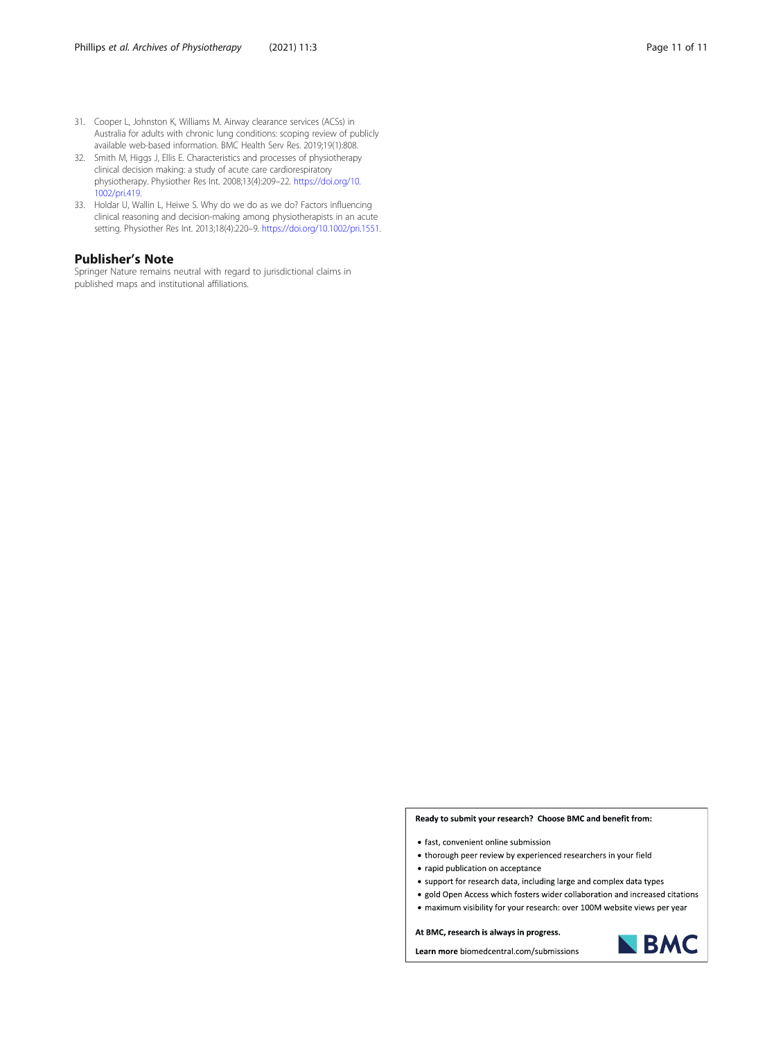31. Cooper L, Johnston K, Williams M. Airway clearance services (ACSs) in Australia for adults with chronic lung conditions: scoping review of publicly available web-based information. BMC Health Serv Res. 2019;19(1):808.
32. Smith M, Higgs J, Ellis E. Characteristics and processes of physiotherapy clinical decision making: a study of acute care cardiorespiratory physiotherapy. Physiother Res Int. 2008;13(4):209–22. https://doi.org/10.1002/pri.419.
33. Holdar U, Wallin L, Heiwe S. Why do we do as we do? Factors influencing clinical reasoning and decision-making among physiotherapists in an acute setting. Physiother Res Int. 2013;18(4):220–9. https://doi.org/10.1002/pri.1551.

## Publisher's Note

Springer Nature remains neutral with regard to jurisdictional claims in published maps and institutional affiliations.

**Ready to submit your research? Choose BMC and benefit from:**

- fast, convenient online submission
- thorough peer review by experienced researchers in your field
- rapid publication on acceptance
- support for research data, including large and complex data types
- gold Open Access which fosters wider collaboration and increased citations
- maximum visibility for your research: over 100M website views per year

**At BMC, research is always in progress.**

**Learn more** biomedcentral.com/submissions

BMC